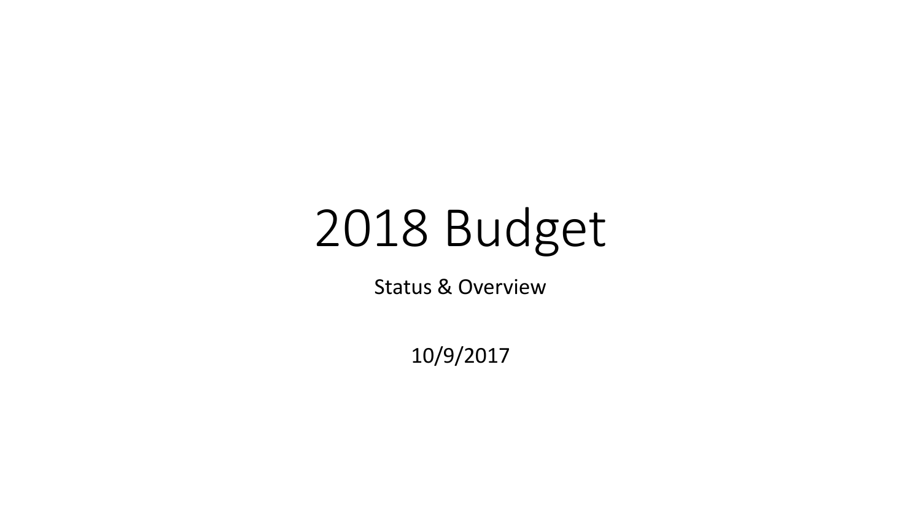# 2018 Budget

Status & Overview

10/9/2017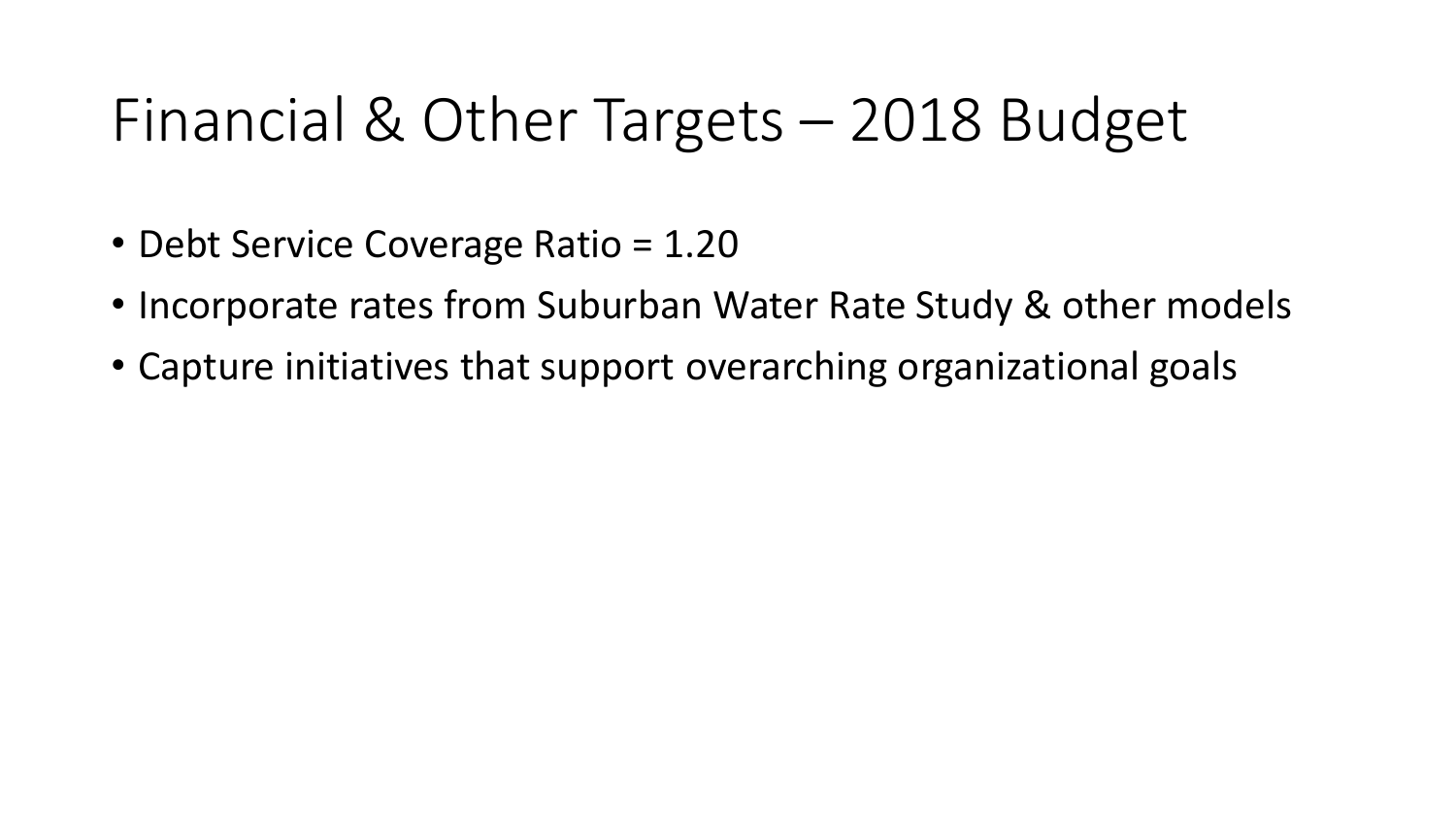# Financial & Other Targets – 2018 Budget

- Debt Service Coverage Ratio = 1.20
- Incorporate rates from Suburban Water Rate Study & other models
- Capture initiatives that support overarching organizational goals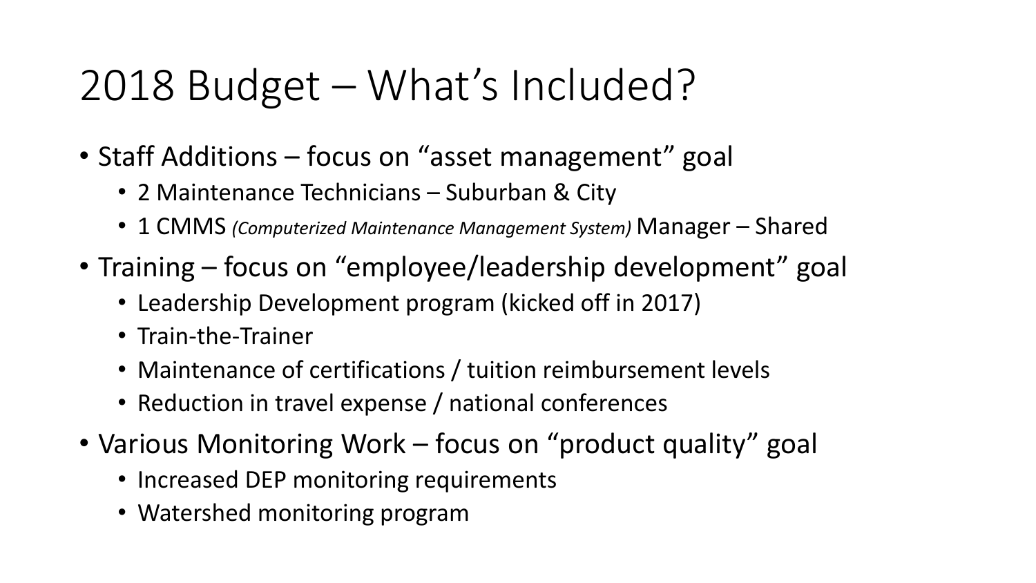# 2018 Budget – What's Included?

- Staff Additions – focus on "asset management" goal
  - 2 Maintenance Technicians – Suburban & City
  - 1 CMMS *(Computerized Maintenance Management System)* Manager – Shared
- Training – focus on "employee/leadership development" goal
  - Leadership Development program (kicked off in 2017)
  - Train-the-Trainer
  - Maintenance of certifications / tuition reimbursement levels
  - Reduction in travel expense / national conferences
- Various Monitoring Work – focus on "product quality" goal
  - Increased DEP monitoring requirements
  - Watershed monitoring program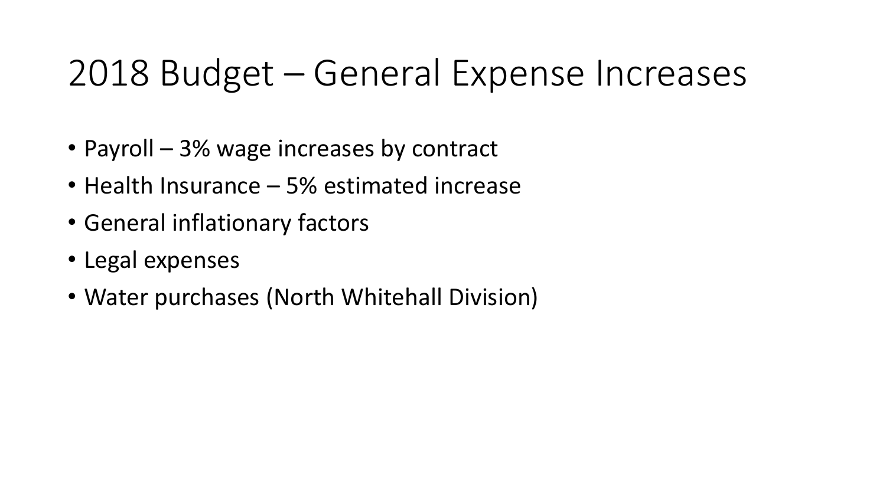# 2018 Budget – General Expense Increases

- Payroll – 3% wage increases by contract
- Health Insurance – 5% estimated increase
- General inflationary factors
- Legal expenses
- Water purchases (North Whitehall Division)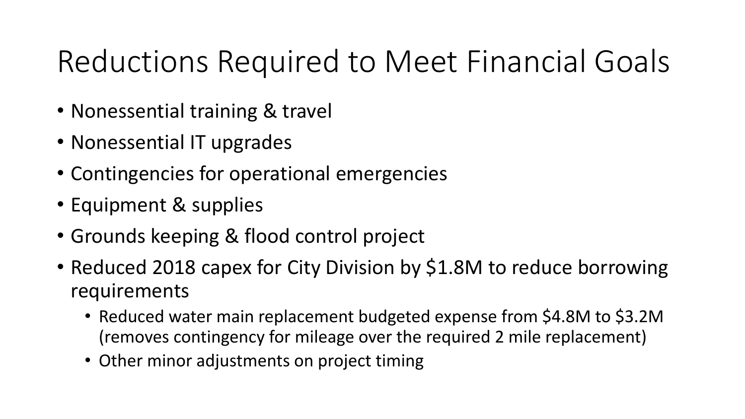# Reductions Required to Meet Financial Goals

- Nonessential training & travel
- Nonessential IT upgrades
- Contingencies for operational emergencies
- Equipment & supplies
- Grounds keeping & flood control project
- Reduced 2018 capex for City Division by $1.8M to reduce borrowing requirements
  - Reduced water main replacement budgeted expense from $4.8M to $3.2M (removes contingency for mileage over the required 2 mile replacement)
  - Other minor adjustments on project timing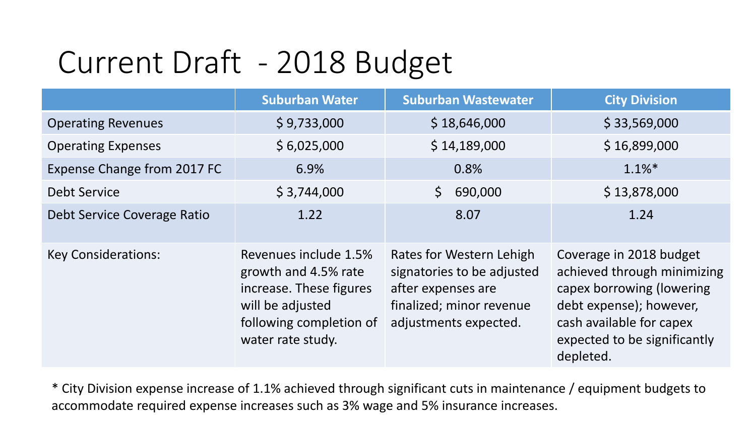# Current Draft - 2018 Budget

| | Suburban Water | Suburban Wastewater | City Division |
|---|---|---|---|
| Operating Revenues | $ 9,733,000 | $ 18,646,000 | $ 33,569,000 |
| Operating Expenses | $ 6,025,000 | $ 14,189,000 | $ 16,899,000 |
| Expense Change from 2017 FC | 6.9% | 0.8% | 1.1%* |
| Debt Service | $ 3,744,000 | $ 690,000 | $ 13,878,000 |
| Debt Service Coverage Ratio | 1.22 | 8.07 | 1.24 |
| Key Considerations: | Revenues include 1.5% growth and 4.5% rate increase. These figures will be adjusted following completion of water rate study. | Rates for Western Lehigh signatories to be adjusted after expenses are finalized; minor revenue adjustments expected. | Coverage in 2018 budget achieved through minimizing capex borrowing (lowering debt expense); however, cash available for capex expected to be significantly depleted. |

* City Division expense increase of 1.1% achieved through significant cuts in maintenance / equipment budgets to accommodate required expense increases such as 3% wage and 5% insurance increases.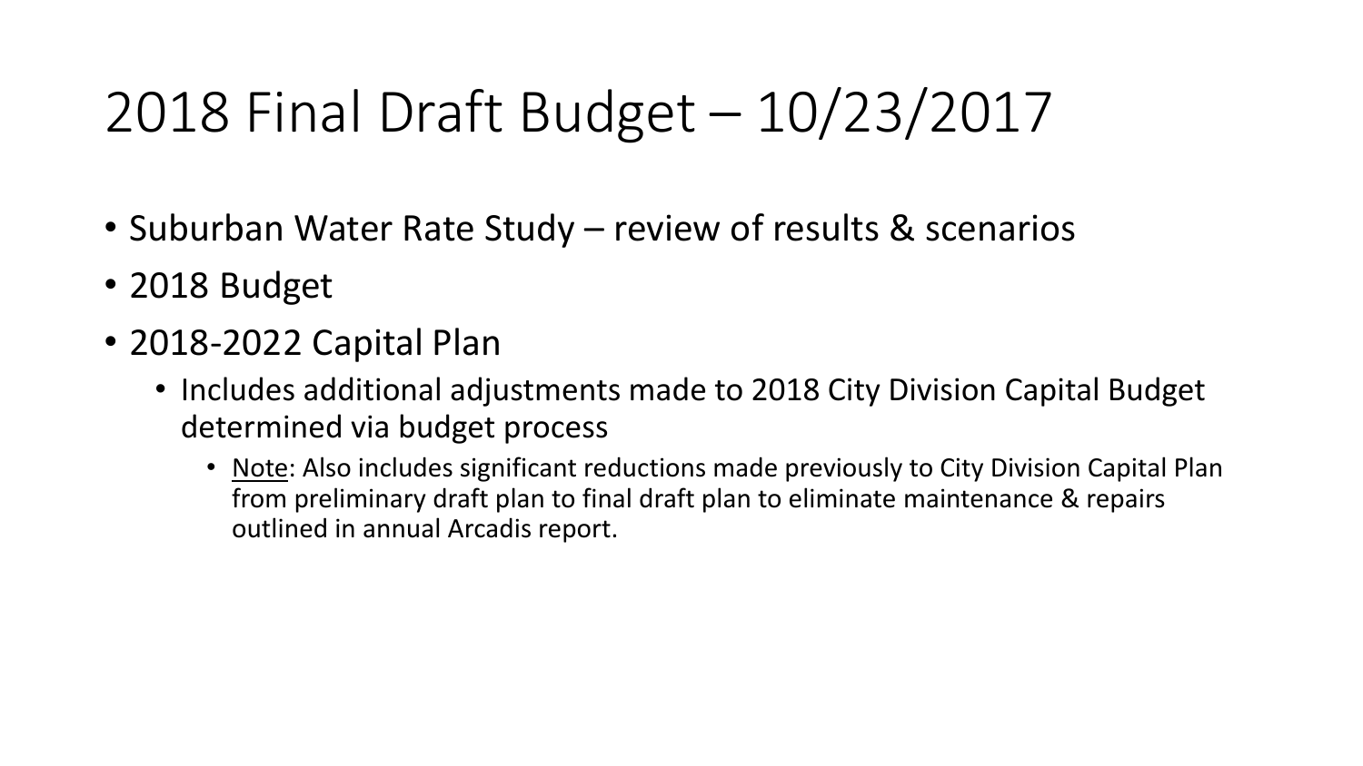# 2018 Final Draft Budget – 10/23/2017

- Suburban Water Rate Study – review of results & scenarios
- 2018 Budget
- 2018-2022 Capital Plan
    - Includes additional adjustments made to 2018 City Division Capital Budget determined via budget process
        - <u>Note</u>: Also includes significant reductions made previously to City Division Capital Plan from preliminary draft plan to final draft plan to eliminate maintenance & repairs outlined in annual Arcadis report.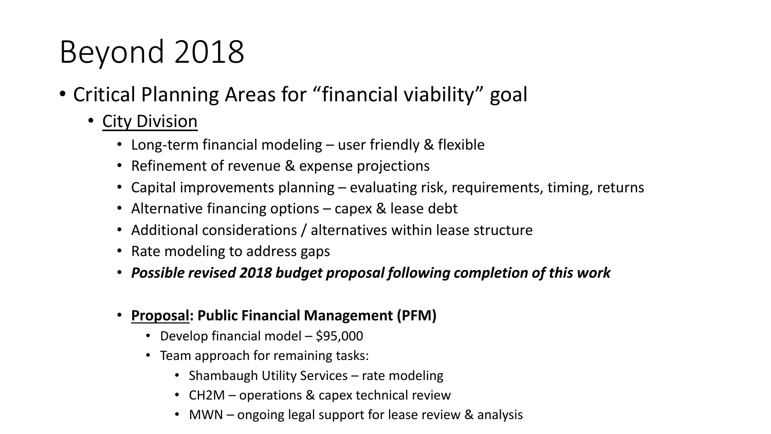# Beyond 2018

- Critical Planning Areas for "financial viability" goal
  - City Division
    - Long-term financial modeling – user friendly & flexible
    - Refinement of revenue & expense projections
    - Capital improvements planning – evaluating risk, requirements, timing, returns
    - Alternative financing options – capex & lease debt
    - Additional considerations / alternatives within lease structure
    - Rate modeling to address gaps
    - ***Possible revised 2018 budget proposal following completion of this work***

    - **Proposal: Public Financial Management (PFM)**
      - Develop financial model – $95,000
      - Team approach for remaining tasks:
        - Shambaugh Utility Services – rate modeling
        - CH2M – operations & capex technical review
        - MWN – ongoing legal support for lease review & analysis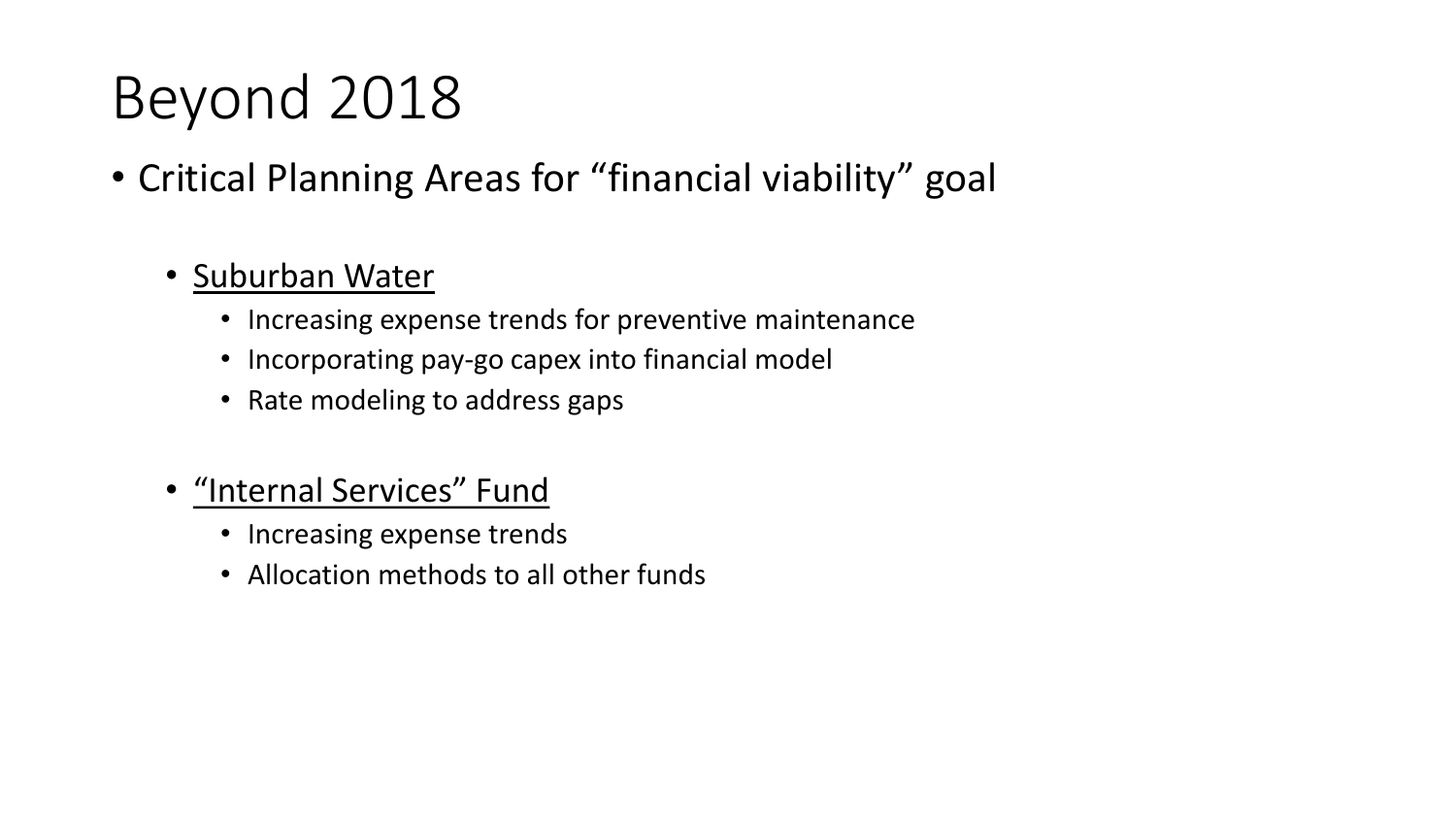# Beyond 2018

- Critical Planning Areas for “financial viability” goal

  - <u>Suburban Water</u>
    - Increasing expense trends for preventive maintenance
    - Incorporating pay-go capex into financial model
    - Rate modeling to address gaps

  - <u>“Internal Services” Fund</u>
    - Increasing expense trends
    - Allocation methods to all other funds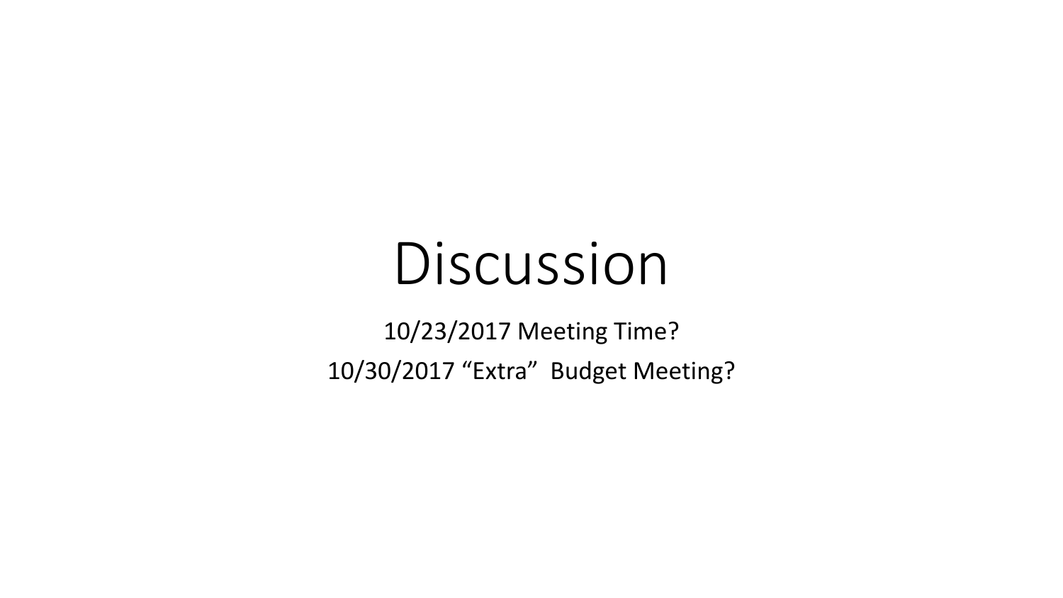# Discussion

10/23/2017 Meeting Time?

10/30/2017 “Extra” Budget Meeting?